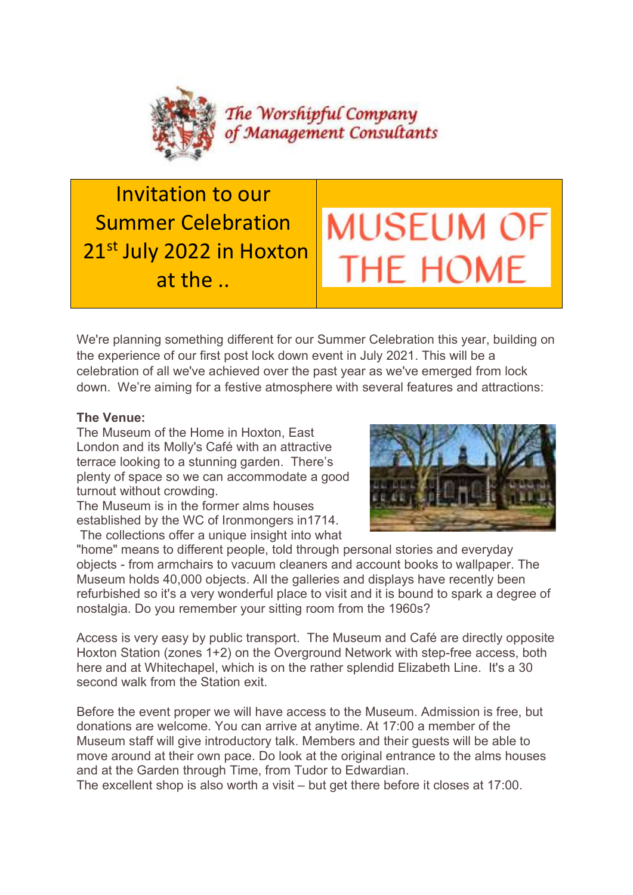The Worshipful Company of Management Consultants

| Invitation to our Summer Celebration 21st July 2022 in Hoxton at the .. | MUSEUM OF THE HOME |
|---|---|

We're planning something different for our Summer Celebration this year, building on the experience of our first post lock down event in July 2021. This will be a celebration of all we've achieved over the past year as we've emerged from lock down. We're aiming for a festive atmosphere with several features and attractions:

**The Venue:**
The Museum of the Home in Hoxton, East London and its Molly's Café with an attractive terrace looking to a stunning garden. There's plenty of space so we can accommodate a good turnout without crowding.
The Museum is in the former alms houses established by the WC of Ironmongers in1714. The collections offer a unique insight into what "home" means to different people, told through personal stories and everyday objects - from armchairs to vacuum cleaners and account books to wallpaper. The Museum holds 40,000 objects. All the galleries and displays have recently been refurbished so it's a very wonderful place to visit and it is bound to spark a degree of nostalgia. Do you remember your sitting room from the 1960s?

Access is very easy by public transport. The Museum and Café are directly opposite Hoxton Station (zones 1+2) on the Overground Network with step-free access, both here and at Whitechapel, which is on the rather splendid Elizabeth Line. It's a 30 second walk from the Station exit.

Before the event proper we will have access to the Museum. Admission is free, but donations are welcome. You can arrive at anytime. At 17:00 a member of the Museum staff will give introductory talk. Members and their guests will be able to move around at their own pace. Do look at the original entrance to the alms houses and at the Garden through Time, from Tudor to Edwardian.
The excellent shop is also worth a visit – but get there before it closes at 17:00.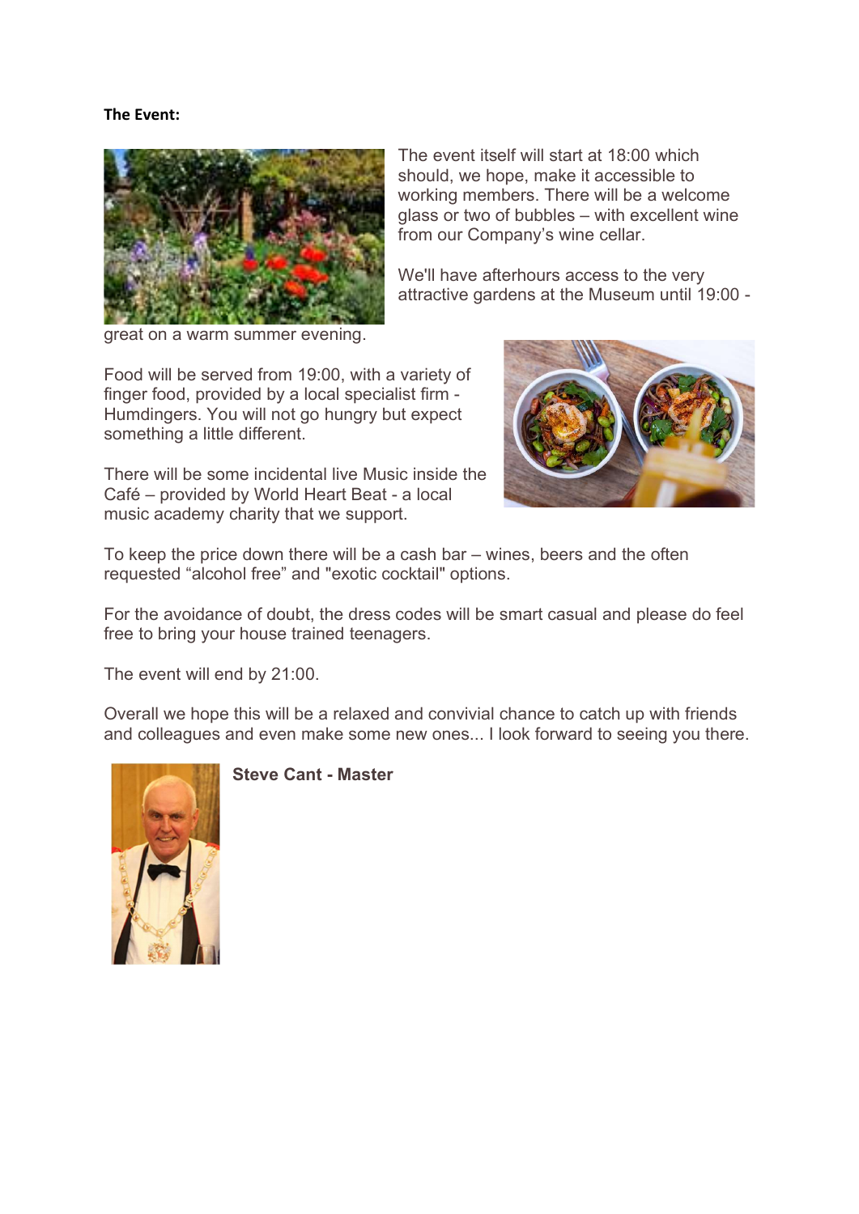**The Event:**

The event itself will start at 18:00 which should, we hope, make it accessible to working members. There will be a welcome glass or two of bubbles – with excellent wine from our Company's wine cellar.

We'll have afterhours access to the very attractive gardens at the Museum until 19:00 - great on a warm summer evening.

Food will be served from 19:00, with a variety of finger food, provided by a local specialist firm - Humdingers. You will not go hungry but expect something a little different.

There will be some incidental live Music inside the Café – provided by World Heart Beat - a local music academy charity that we support.

To keep the price down there will be a cash bar – wines, beers and the often requested "alcohol free" and "exotic cocktail" options.

For the avoidance of doubt, the dress codes will be smart casual and please do feel free to bring your house trained teenagers.

The event will end by 21:00.

Overall we hope this will be a relaxed and convivial chance to catch up with friends and colleagues and even make some new ones... I look forward to seeing you there.

**Steve Cant - Master**